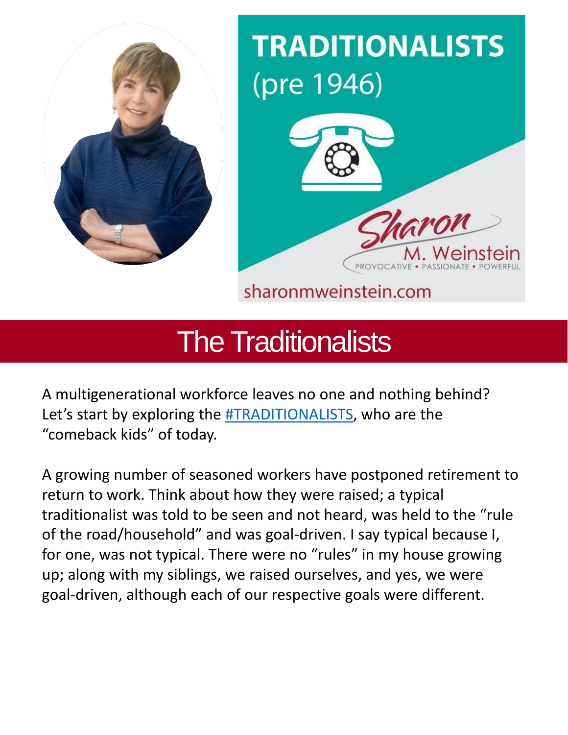TRADITIONALISTS
(pre 1946)

Sharon M. Weinstein
PROVOCATIVE • PASSIONATE • POWERFUL

sharonmweinstein.com

# The Traditionalists

A multigenerational workforce leaves no one and nothing behind? Let's start by exploring the #TRADITIONALISTS, who are the "comeback kids" of today.

A growing number of seasoned workers have postponed retirement to return to work. Think about how they were raised; a typical traditionalist was told to be seen and not heard, was held to the "rule of the road/household" and was goal-driven. I say typical because I, for one, was not typical. There were no "rules" in my house growing up; along with my siblings, we raised ourselves, and yes, we were goal-driven, although each of our respective goals were different.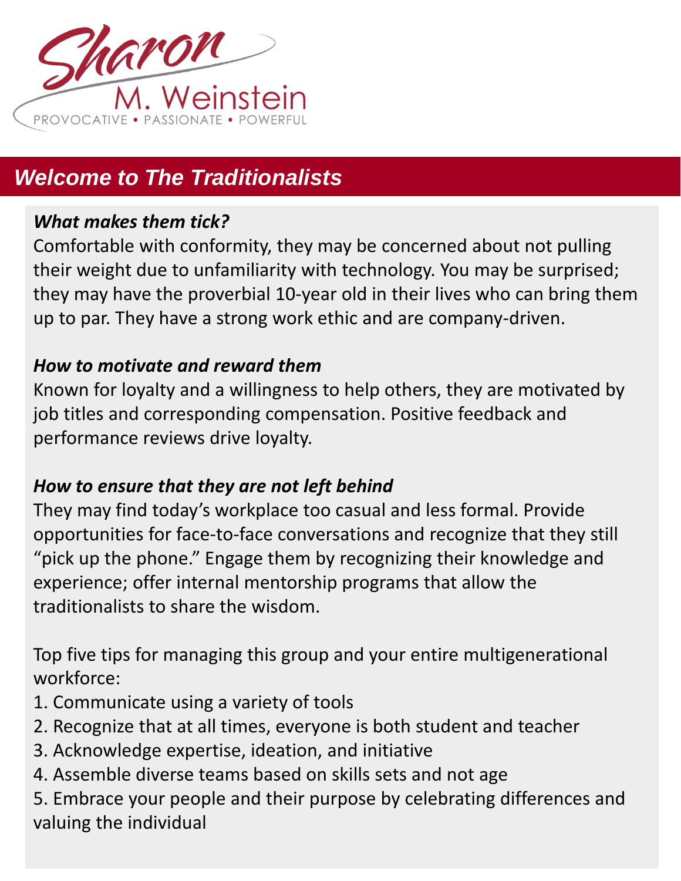Sharon M. Weinstein

PROVOCATIVE • PASSIONATE • POWERFUL

## *Welcome to The Traditionalists*

***What makes them tick?***

Comfortable with conformity, they may be concerned about not pulling their weight due to unfamiliarity with technology. You may be surprised; they may have the proverbial 10-year old in their lives who can bring them up to par. They have a strong work ethic and are company-driven.

***How to motivate and reward them***

Known for loyalty and a willingness to help others, they are motivated by job titles and corresponding compensation. Positive feedback and performance reviews drive loyalty.

***How to ensure that they are not left behind***

They may find today's workplace too casual and less formal. Provide opportunities for face-to-face conversations and recognize that they still "pick up the phone." Engage them by recognizing their knowledge and experience; offer internal mentorship programs that allow the traditionalists to share the wisdom.

Top five tips for managing this group and your entire multigenerational workforce:

1. Communicate using a variety of tools
2. Recognize that at all times, everyone is both student and teacher
3. Acknowledge expertise, ideation, and initiative
4. Assemble diverse teams based on skills sets and not age
5. Embrace your people and their purpose by celebrating differences and valuing the individual